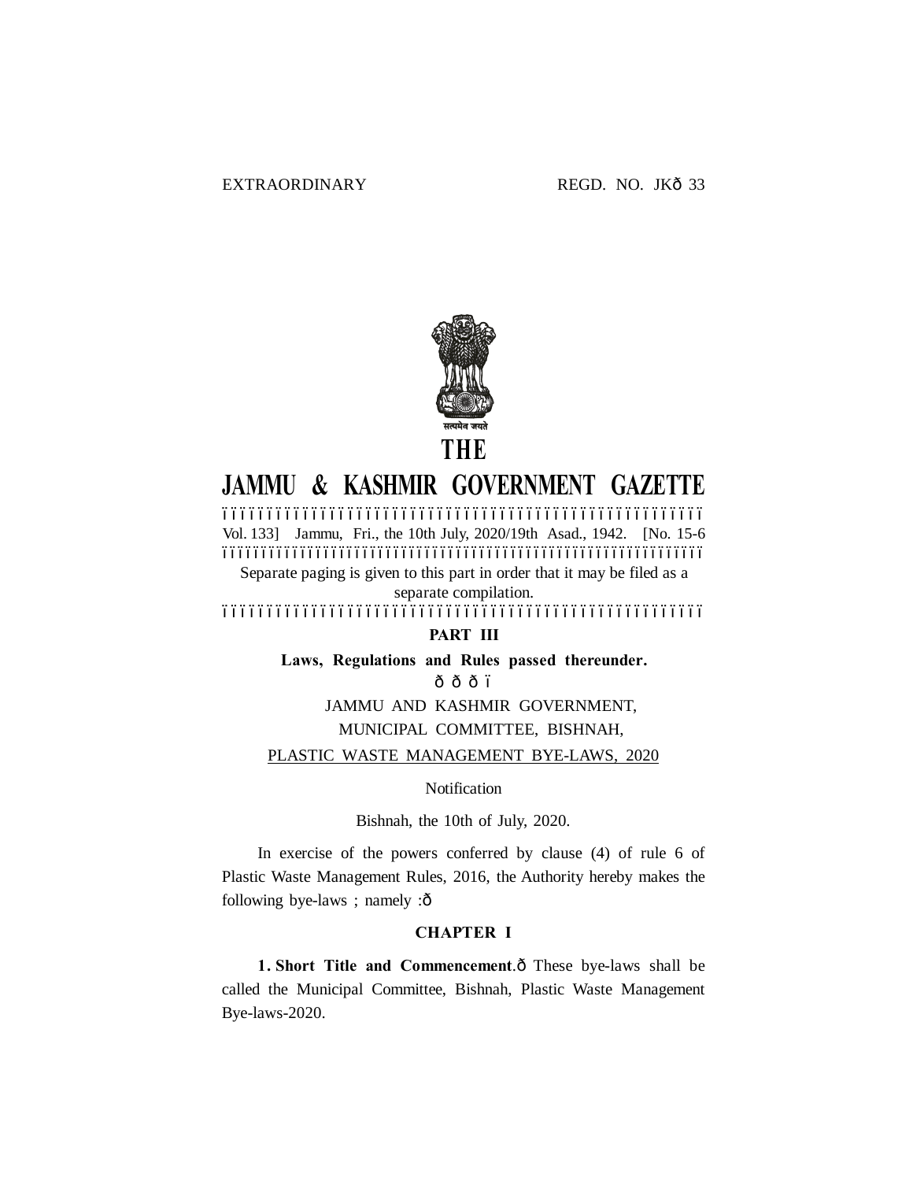EXTRAORDINARY REGD. NO. JKð 33

# THE
# JAMMU & KASHMIR GOVERNMENT GAZETTE

Vol. 133] Jammu, Fri., the 10th July, 2020/19th Asad., 1942. [No. 15-6

Separate paging is given to this part in order that it may be filed as a separate compilation.

## PART III

**Laws, Regulations and Rules passed thereunder.**

ð ð ð ï

JAMMU AND KASHMIR GOVERNMENT,

MUNICIPAL COMMITTEE, BISHNAH,

PLASTIC WASTE MANAGEMENT BYE-LAWS, 2020

Notification

Bishnah, the 10th of July, 2020.

In exercise of the powers conferred by clause (4) of rule 6 of Plastic Waste Management Rules, 2016, the Authority hereby makes the following bye-laws ; namely :ð

### CHAPTER I

**1. Short Title and Commencement**.ð These bye-laws shall be called the Municipal Committee, Bishnah, Plastic Waste Management Bye-laws-2020.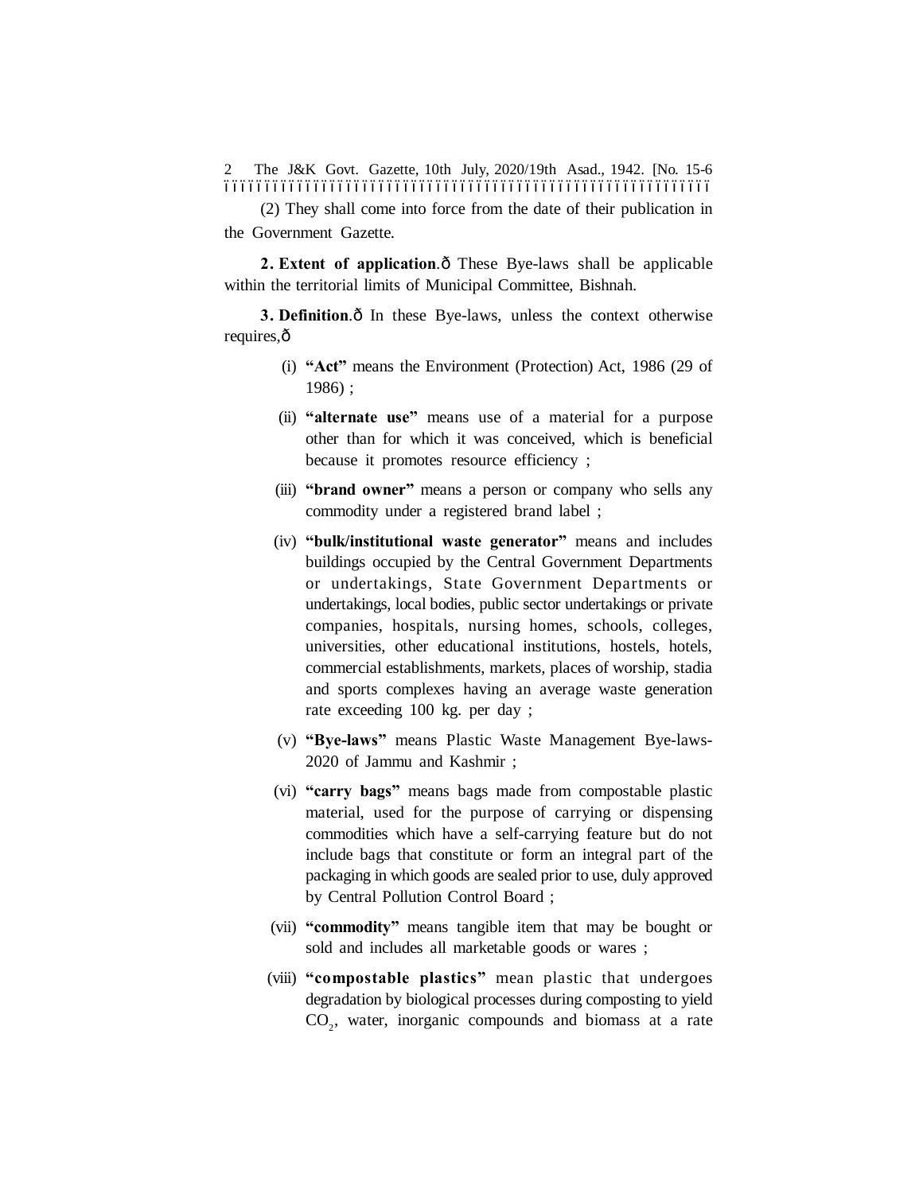(2) They shall come into force from the date of their publication in the Government Gazette.

**2. Extent of application**.— These Bye-laws shall be applicable within the territorial limits of Municipal Committee, Bishnah.

**3. Definition**.— In these Bye-laws, unless the context otherwise requires,—

(i) **"Act"** means the Environment (Protection) Act, 1986 (29 of 1986) ;

(ii) **"alternate use"** means use of a material for a purpose other than for which it was conceived, which is beneficial because it promotes resource efficiency ;

(iii) **"brand owner"** means a person or company who sells any commodity under a registered brand label ;

(iv) **"bulk/institutional waste generator"** means and includes buildings occupied by the Central Government Departments or undertakings, State Government Departments or undertakings, local bodies, public sector undertakings or private companies, hospitals, nursing homes, schools, colleges, universities, other educational institutions, hostels, hotels, commercial establishments, markets, places of worship, stadia and sports complexes having an average waste generation rate exceeding 100 kg. per day ;

(v) **"Bye-laws"** means Plastic Waste Management Bye-laws-2020 of Jammu and Kashmir ;

(vi) **"carry bags"** means bags made from compostable plastic material, used for the purpose of carrying or dispensing commodities which have a self-carrying feature but do not include bags that constitute or form an integral part of the packaging in which goods are sealed prior to use, duly approved by Central Pollution Control Board ;

(vii) **"commodity"** means tangible item that may be bought or sold and includes all marketable goods or wares ;

(viii) **"compostable plastics"** mean plastic that undergoes degradation by biological processes during composting to yield $CO_2$, water, inorganic compounds and biomass at a rate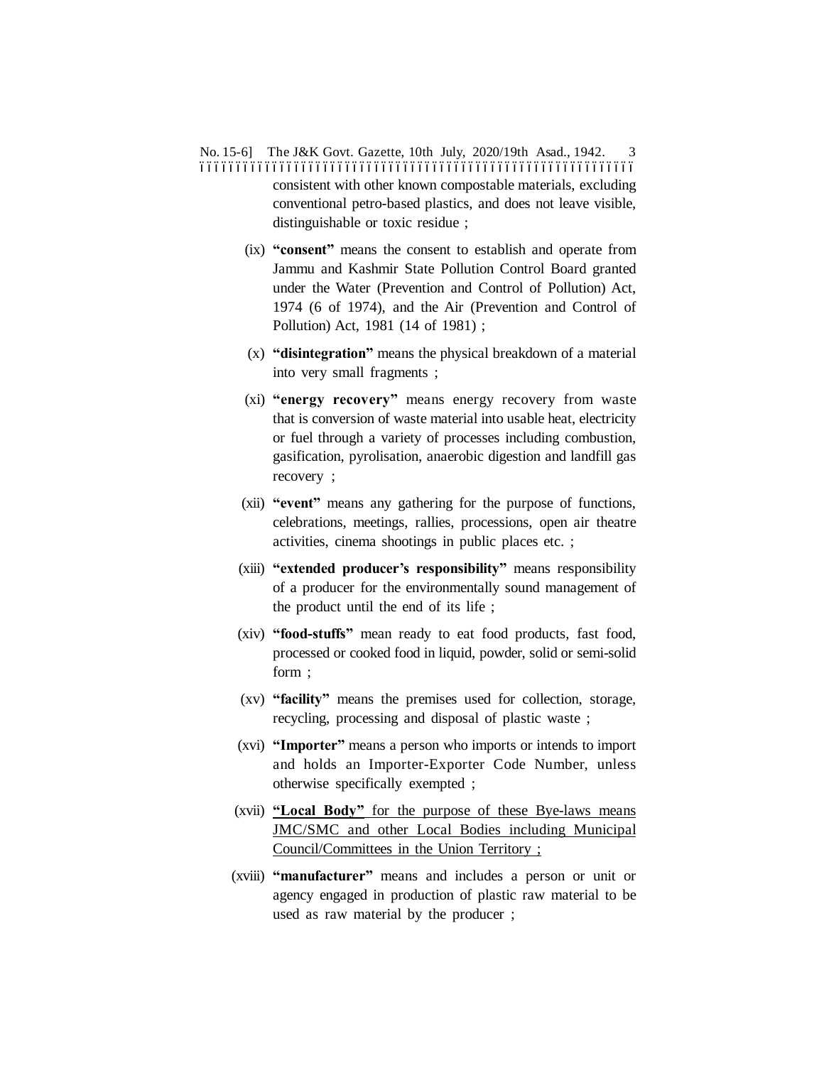consistent with other known compostable materials, excluding conventional petro-based plastics, and does not leave visible, distinguishable or toxic residue ;

(ix) **"consent"** means the consent to establish and operate from Jammu and Kashmir State Pollution Control Board granted under the Water (Prevention and Control of Pollution) Act, 1974 (6 of 1974), and the Air (Prevention and Control of Pollution) Act, 1981 (14 of 1981) ;

(x) **"disintegration"** means the physical breakdown of a material into very small fragments ;

(xi) **"energy recovery"** means energy recovery from waste that is conversion of waste material into usable heat, electricity or fuel through a variety of processes including combustion, gasification, pyrolisation, anaerobic digestion and landfill gas recovery ;

(xii) **"event"** means any gathering for the purpose of functions, celebrations, meetings, rallies, processions, open air theatre activities, cinema shootings in public places etc. ;

(xiii) **"extended producer's responsibility"** means responsibility of a producer for the environmentally sound management of the product until the end of its life ;

(xiv) **"food-stuffs"** mean ready to eat food products, fast food, processed or cooked food in liquid, powder, solid or semi-solid form ;

(xv) **"facility"** means the premises used for collection, storage, recycling, processing and disposal of plastic waste ;

(xvi) **"Importer"** means a person who imports or intends to import and holds an Importer-Exporter Code Number, unless otherwise specifically exempted ;

(xvii) **"Local Body"** for the purpose of these Bye-laws means JMC/SMC and other Local Bodies including Municipal Council/Committees in the Union Territory ;

(xviii) **"manufacturer"** means and includes a person or unit or agency engaged in production of plastic raw material to be used as raw material by the producer ;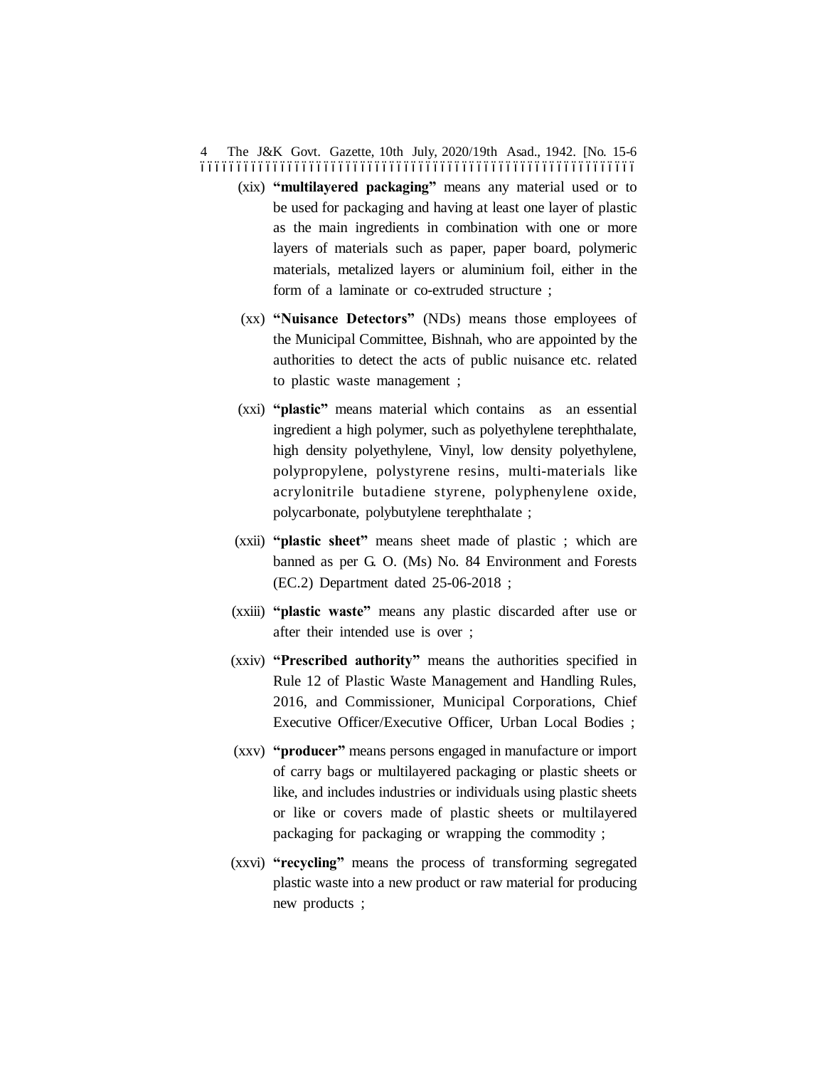(xix) **"multilayered packaging"** means any material used or to be used for packaging and having at least one layer of plastic as the main ingredients in combination with one or more layers of materials such as paper, paper board, polymeric materials, metalized layers or aluminium foil, either in the form of a laminate or co-extruded structure ;

(xx) **"Nuisance Detectors"** (NDs) means those employees of the Municipal Committee, Bishnah, who are appointed by the authorities to detect the acts of public nuisance etc. related to plastic waste management ;

(xxi) **"plastic"** means material which contains as an essential ingredient a high polymer, such as polyethylene terephthalate, high density polyethylene, Vinyl, low density polyethylene, polypropylene, polystyrene resins, multi-materials like acrylonitrile butadiene styrene, polyphenylene oxide, polycarbonate, polybutylene terephthalate ;

(xxii) **"plastic sheet"** means sheet made of plastic ; which are banned as per G. O. (Ms) No. 84 Environment and Forests (EC.2) Department dated 25-06-2018 ;

(xxiii) **"plastic waste"** means any plastic discarded after use or after their intended use is over ;

(xxiv) **"Prescribed authority"** means the authorities specified in Rule 12 of Plastic Waste Management and Handling Rules, 2016, and Commissioner, Municipal Corporations, Chief Executive Officer/Executive Officer, Urban Local Bodies ;

(xxv) **"producer"** means persons engaged in manufacture or import of carry bags or multilayered packaging or plastic sheets or like, and includes industries or individuals using plastic sheets or like or covers made of plastic sheets or multilayered packaging for packaging or wrapping the commodity ;

(xxvi) **"recycling"** means the process of transforming segregated plastic waste into a new product or raw material for producing new products ;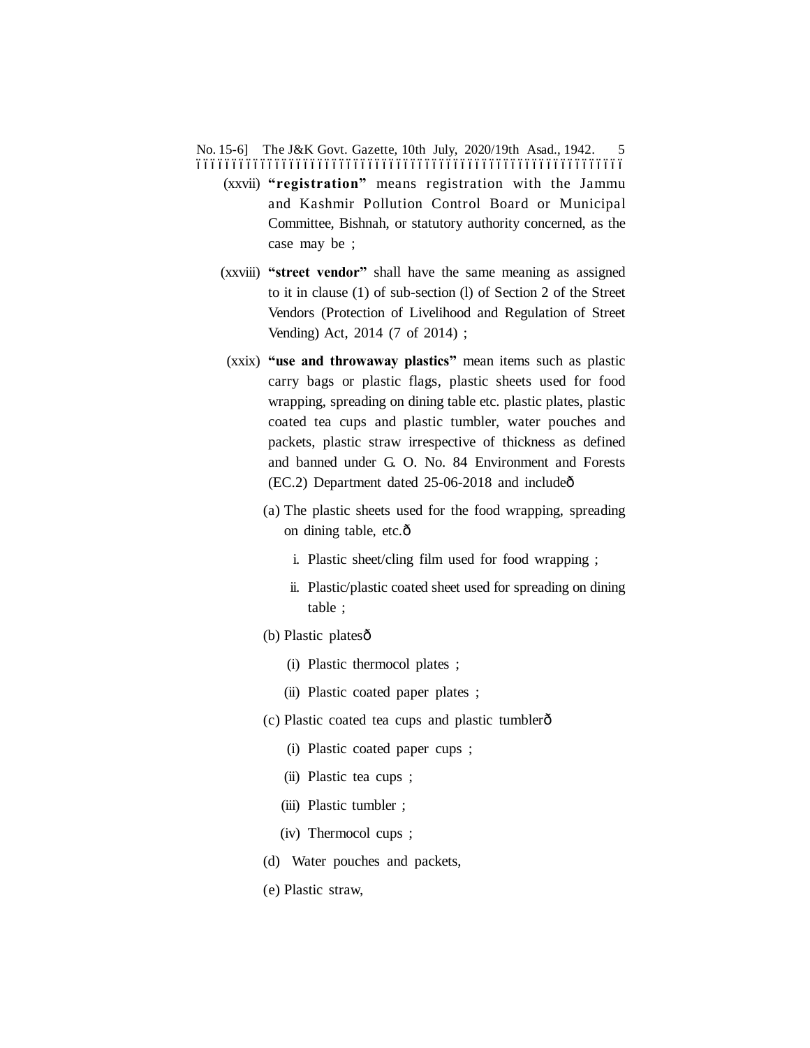(xxvii) **"registration"** means registration with the Jammu and Kashmir Pollution Control Board or Municipal Committee, Bishnah, or statutory authority concerned, as the case may be ;

(xxviii) **"street vendor"** shall have the same meaning as assigned to it in clause (1) of sub-section (l) of Section 2 of the Street Vendors (Protection of Livelihood and Regulation of Street Vending) Act, 2014 (7 of 2014) ;

(xxix) **"use and throwaway plastics"** mean items such as plastic carry bags or plastic flags, plastic sheets used for food wrapping, spreading on dining table etc. plastic plates, plastic coated tea cups and plastic tumbler, water pouches and packets, plastic straw irrespective of thickness as defined and banned under G. O. No. 84 Environment and Forests (EC.2) Department dated 25-06-2018 and includeô

(a) The plastic sheets used for the food wrapping, spreading on dining table, etc.ô

i. Plastic sheet/cling film used for food wrapping ;

ii. Plastic/plastic coated sheet used for spreading on dining table ;

(b) Plastic platesô

(i) Plastic thermocol plates ;

(ii) Plastic coated paper plates ;

(c) Plastic coated tea cups and plastic tumblerô

(i) Plastic coated paper cups ;

(ii) Plastic tea cups ;

(iii) Plastic tumbler ;

(iv) Thermocol cups ;

(d) Water pouches and packets,

(e) Plastic straw,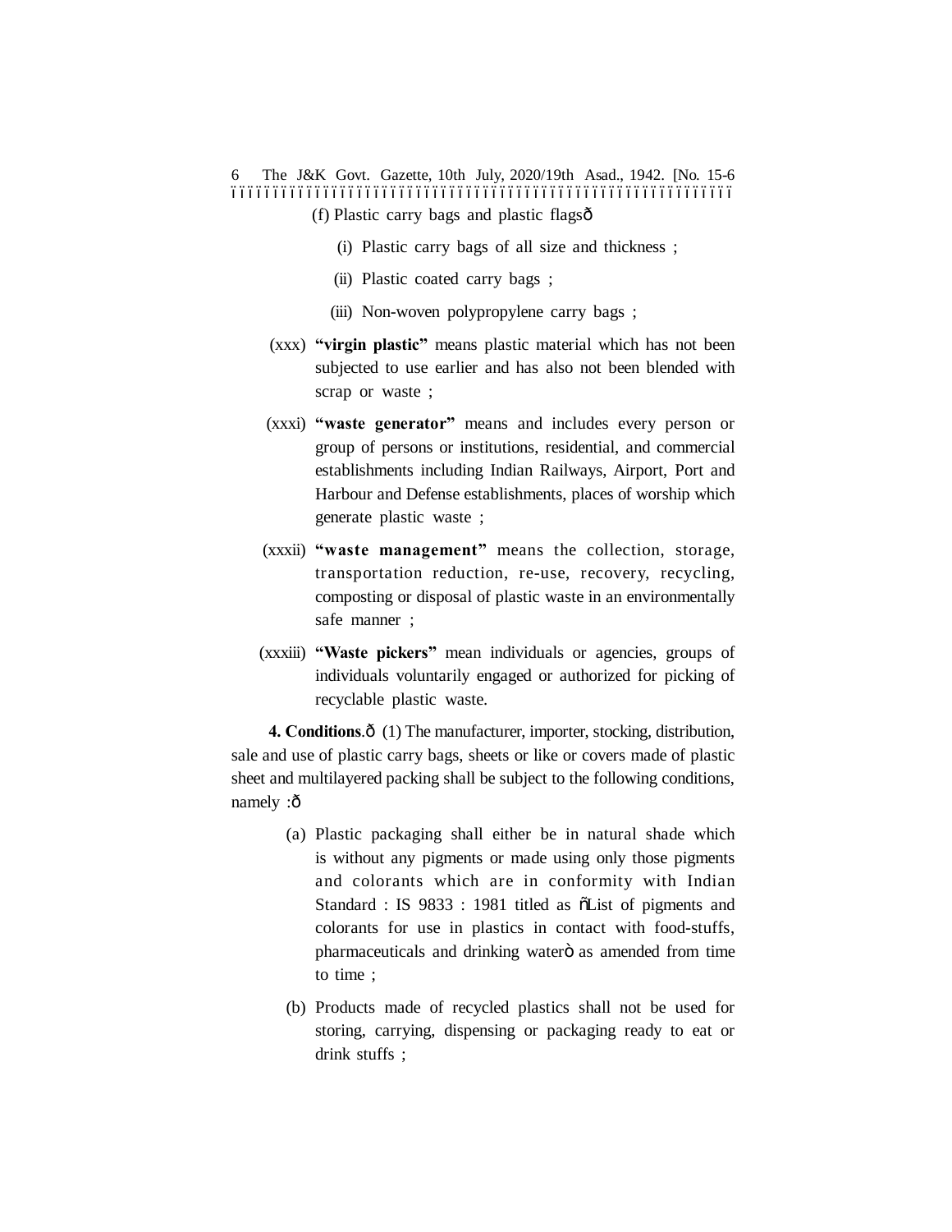(f) Plastic carry bags and plastic flagsô

(i) Plastic carry bags of all size and thickness ;

(ii) Plastic coated carry bags ;

(iii) Non-woven polypropylene carry bags ;

(xxx) **"virgin plastic"** means plastic material which has not been subjected to use earlier and has also not been blended with scrap or waste ;

(xxxi) **"waste generator"** means and includes every person or group of persons or institutions, residential, and commercial establishments including Indian Railways, Airport, Port and Harbour and Defense establishments, places of worship which generate plastic waste ;

(xxxii) **"waste management"** means the collection, storage, transportation reduction, re-use, recovery, recycling, composting or disposal of plastic waste in an environmentally safe manner ;

(xxxiii) **"Waste pickers"** mean individuals or agencies, groups of individuals voluntarily engaged or authorized for picking of recyclable plastic waste.

**4. Conditions**.ô (1) The manufacturer, importer, stocking, distribution, sale and use of plastic carry bags, sheets or like or covers made of plastic sheet and multilayered packing shall be subject to the following conditions, namely :ô

(a) Plastic packaging shall either be in natural shade which is without any pigments or made using only those pigments and colorants which are in conformity with Indian Standard : IS 9833 : 1981 titled as õList of pigments and colorants for use in plastics in contact with food-stuffs, pharmaceuticals and drinking waterò as amended from time to time ;

(b) Products made of recycled plastics shall not be used for storing, carrying, dispensing or packaging ready to eat or drink stuffs ;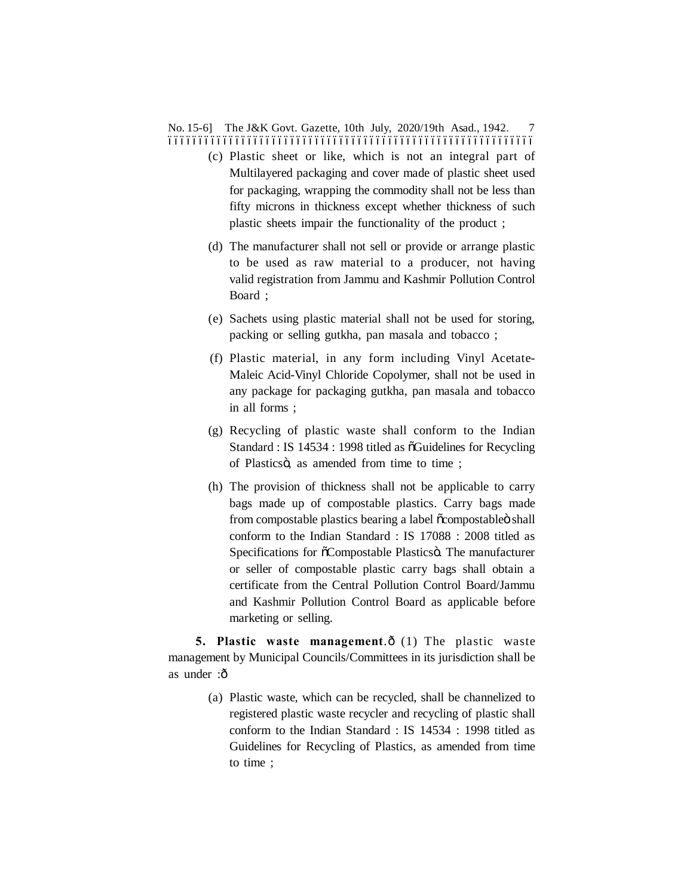(c) Plastic sheet or like, which is not an integral part of Multilayered packaging and cover made of plastic sheet used for packaging, wrapping the commodity shall not be less than fifty microns in thickness except whether thickness of such plastic sheets impair the functionality of the product ;

(d) The manufacturer shall not sell or provide or arrange plastic to be used as raw material to a producer, not having valid registration from Jammu and Kashmir Pollution Control Board ;

(e) Sachets using plastic material shall not be used for storing, packing or selling gutkha, pan masala and tobacco ;

(f) Plastic material, in any form including Vinyl Acetate-Maleic Acid-Vinyl Chloride Copolymer, shall not be used in any package for packaging gutkha, pan masala and tobacco in all forms ;

(g) Recycling of plastic waste shall conform to the Indian Standard : IS 14534 : 1998 titled as "Guidelines for Recycling of Plastics", as amended from time to time ;

(h) The provision of thickness shall not be applicable to carry bags made up of compostable plastics. Carry bags made from compostable plastics bearing a label "compostable" shall conform to the Indian Standard : IS 17088 : 2008 titled as Specifications for "Compostable Plastics". The manufacturer or seller of compostable plastic carry bags shall obtain a certificate from the Central Pollution Control Board/Jammu and Kashmir Pollution Control Board as applicable before marketing or selling.

**5. Plastic waste management**.— (1) The plastic waste management by Municipal Councils/Committees in its jurisdiction shall be as under :—

(a) Plastic waste, which can be recycled, shall be channelized to registered plastic waste recycler and recycling of plastic shall conform to the Indian Standard : IS 14534 : 1998 titled as Guidelines for Recycling of Plastics, as amended from time to time ;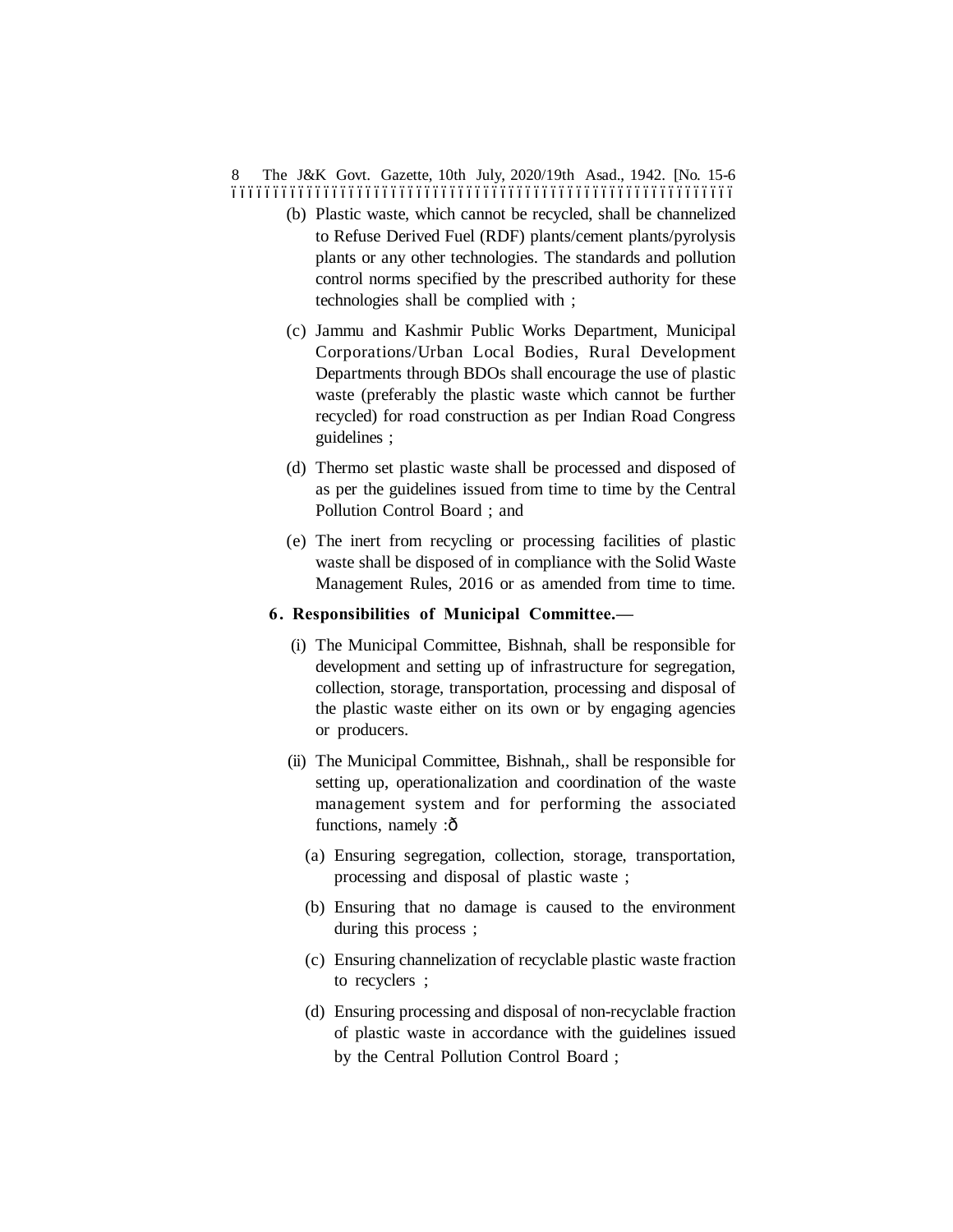(b) Plastic waste, which cannot be recycled, shall be channelized to Refuse Derived Fuel (RDF) plants/cement plants/pyrolysis plants or any other technologies. The standards and pollution control norms specified by the prescribed authority for these technologies shall be complied with ;

(c) Jammu and Kashmir Public Works Department, Municipal Corporations/Urban Local Bodies, Rural Development Departments through BDOs shall encourage the use of plastic waste (preferably the plastic waste which cannot be further recycled) for road construction as per Indian Road Congress guidelines ;

(d) Thermo set plastic waste shall be processed and disposed of as per the guidelines issued from time to time by the Central Pollution Control Board ; and

(e) The inert from recycling or processing facilities of plastic waste shall be disposed of in compliance with the Solid Waste Management Rules, 2016 or as amended from time to time.

**6. Responsibilities of Municipal Committee.—**

(i) The Municipal Committee, Bishnah, shall be responsible for development and setting up of infrastructure for segregation, collection, storage, transportation, processing and disposal of the plastic waste either on its own or by engaging agencies or producers.

(ii) The Municipal Committee, Bishnah,, shall be responsible for setting up, operationalization and coordination of the waste management system and for performing the associated functions, namely :—

(a) Ensuring segregation, collection, storage, transportation, processing and disposal of plastic waste ;

(b) Ensuring that no damage is caused to the environment during this process ;

(c) Ensuring channelization of recyclable plastic waste fraction to recyclers ;

(d) Ensuring processing and disposal of non-recyclable fraction of plastic waste in accordance with the guidelines issued by the Central Pollution Control Board ;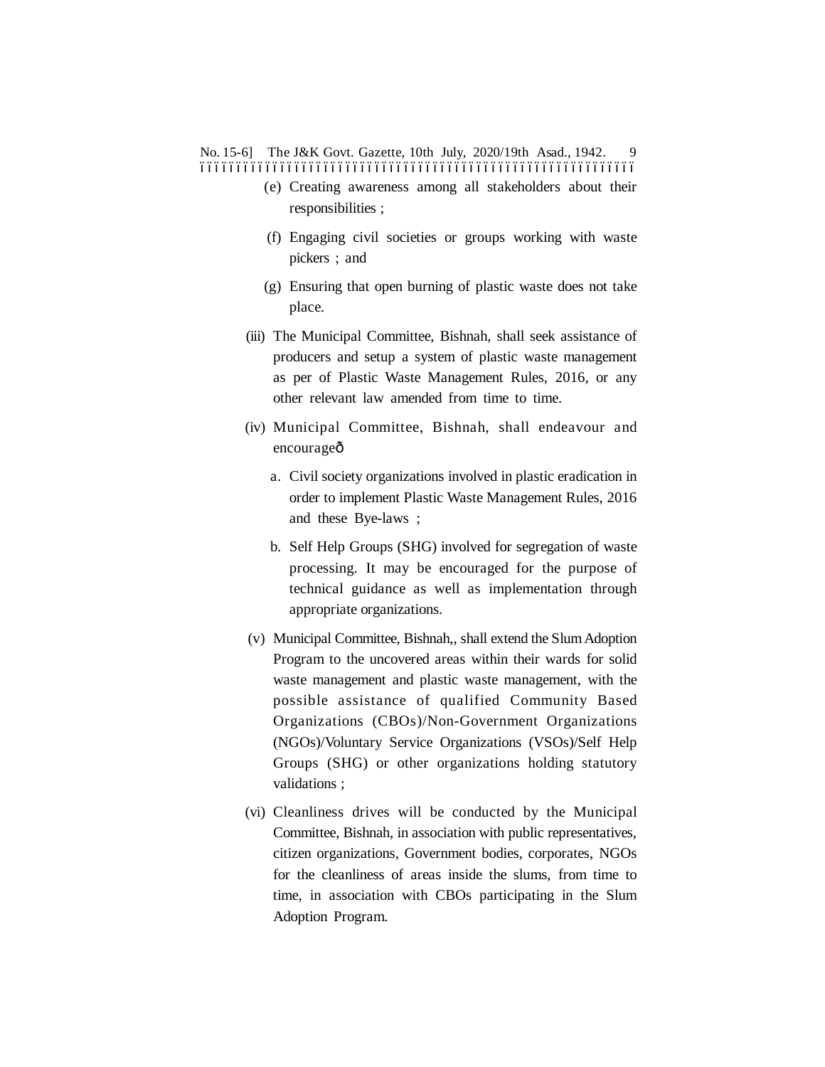(e) Creating awareness among all stakeholders about their responsibilities ;

(f) Engaging civil societies or groups working with waste pickers ; and

(g) Ensuring that open burning of plastic waste does not take place.

(iii) The Municipal Committee, Bishnah, shall seek assistance of producers and setup a system of plastic waste management as per of Plastic Waste Management Rules, 2016, or any other relevant law amended from time to time.

(iv) Municipal Committee, Bishnah, shall endeavour and encourageð

a. Civil society organizations involved in plastic eradication in order to implement Plastic Waste Management Rules, 2016 and these Bye-laws ;

b. Self Help Groups (SHG) involved for segregation of waste processing. It may be encouraged for the purpose of technical guidance as well as implementation through appropriate organizations.

(v) Municipal Committee, Bishnah,, shall extend the Slum Adoption Program to the uncovered areas within their wards for solid waste management and plastic waste management, with the possible assistance of qualified Community Based Organizations (CBOs)/Non-Government Organizations (NGOs)/Voluntary Service Organizations (VSOs)/Self Help Groups (SHG) or other organizations holding statutory validations ;

(vi) Cleanliness drives will be conducted by the Municipal Committee, Bishnah, in association with public representatives, citizen organizations, Government bodies, corporates, NGOs for the cleanliness of areas inside the slums, from time to time, in association with CBOs participating in the Slum Adoption Program.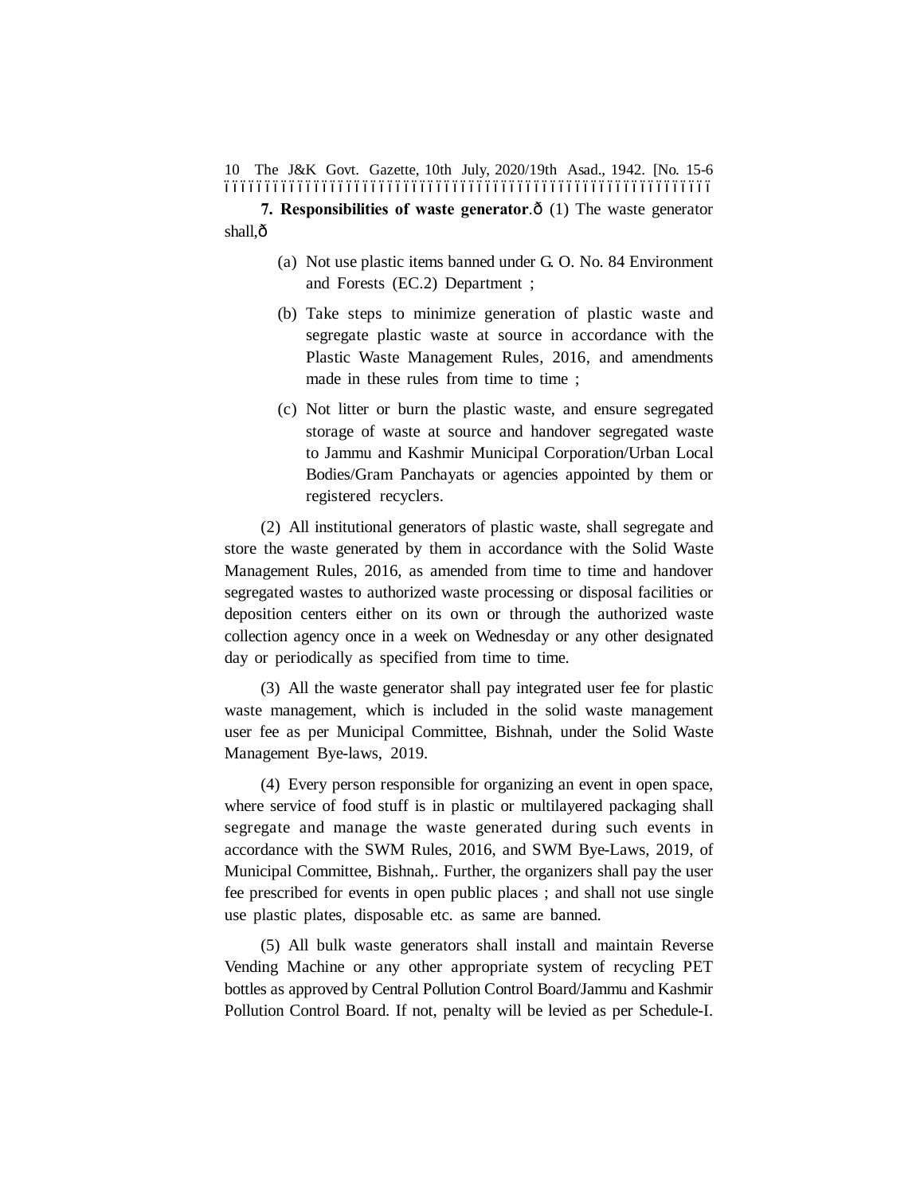**7. Responsibilities of waste generator**.— (1) The waste generator shall,—

(a) Not use plastic items banned under G. O. No. 84 Environment and Forests (EC.2) Department ;

(b) Take steps to minimize generation of plastic waste and segregate plastic waste at source in accordance with the Plastic Waste Management Rules, 2016, and amendments made in these rules from time to time ;

(c) Not litter or burn the plastic waste, and ensure segregated storage of waste at source and handover segregated waste to Jammu and Kashmir Municipal Corporation/Urban Local Bodies/Gram Panchayats or agencies appointed by them or registered recyclers.

(2) All institutional generators of plastic waste, shall segregate and store the waste generated by them in accordance with the Solid Waste Management Rules, 2016, as amended from time to time and handover segregated wastes to authorized waste processing or disposal facilities or deposition centers either on its own or through the authorized waste collection agency once in a week on Wednesday or any other designated day or periodically as specified from time to time.

(3) All the waste generator shall pay integrated user fee for plastic waste management, which is included in the solid waste management user fee as per Municipal Committee, Bishnah, under the Solid Waste Management Bye-laws, 2019.

(4) Every person responsible for organizing an event in open space, where service of food stuff is in plastic or multilayered packaging shall segregate and manage the waste generated during such events in accordance with the SWM Rules, 2016, and SWM Bye-Laws, 2019, of Municipal Committee, Bishnah,. Further, the organizers shall pay the user fee prescribed for events in open public places ; and shall not use single use plastic plates, disposable etc. as same are banned.

(5) All bulk waste generators shall install and maintain Reverse Vending Machine or any other appropriate system of recycling PET bottles as approved by Central Pollution Control Board/Jammu and Kashmir Pollution Control Board. If not, penalty will be levied as per Schedule-I.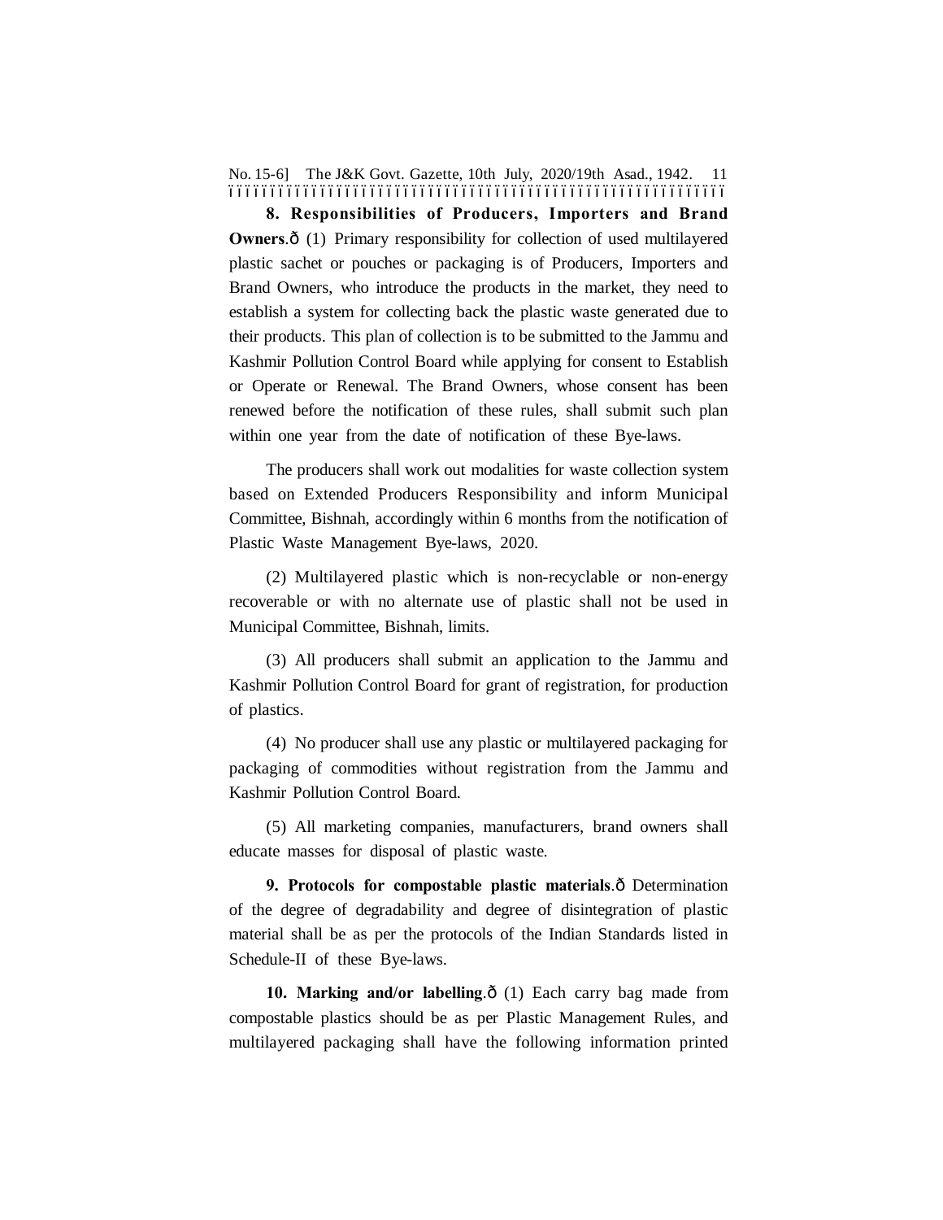**8. Responsibilities of Producers, Importers and Brand Owners**.ð (1) Primary responsibility for collection of used multilayered plastic sachet or pouches or packaging is of Producers, Importers and Brand Owners, who introduce the products in the market, they need to establish a system for collecting back the plastic waste generated due to their products. This plan of collection is to be submitted to the Jammu and Kashmir Pollution Control Board while applying for consent to Establish or Operate or Renewal. The Brand Owners, whose consent has been renewed before the notification of these rules, shall submit such plan within one year from the date of notification of these Bye-laws.

The producers shall work out modalities for waste collection system based on Extended Producers Responsibility and inform Municipal Committee, Bishnah, accordingly within 6 months from the notification of Plastic Waste Management Bye-laws, 2020.

(2) Multilayered plastic which is non-recyclable or non-energy recoverable or with no alternate use of plastic shall not be used in Municipal Committee, Bishnah, limits.

(3) All producers shall submit an application to the Jammu and Kashmir Pollution Control Board for grant of registration, for production of plastics.

(4) No producer shall use any plastic or multilayered packaging for packaging of commodities without registration from the Jammu and Kashmir Pollution Control Board.

(5) All marketing companies, manufacturers, brand owners shall educate masses for disposal of plastic waste.

**9. Protocols for compostable plastic materials**.ð Determination of the degree of degradability and degree of disintegration of plastic material shall be as per the protocols of the Indian Standards listed in Schedule-II of these Bye-laws.

**10. Marking and/or labelling**.ð (1) Each carry bag made from compostable plastics should be as per Plastic Management Rules, and multilayered packaging shall have the following information printed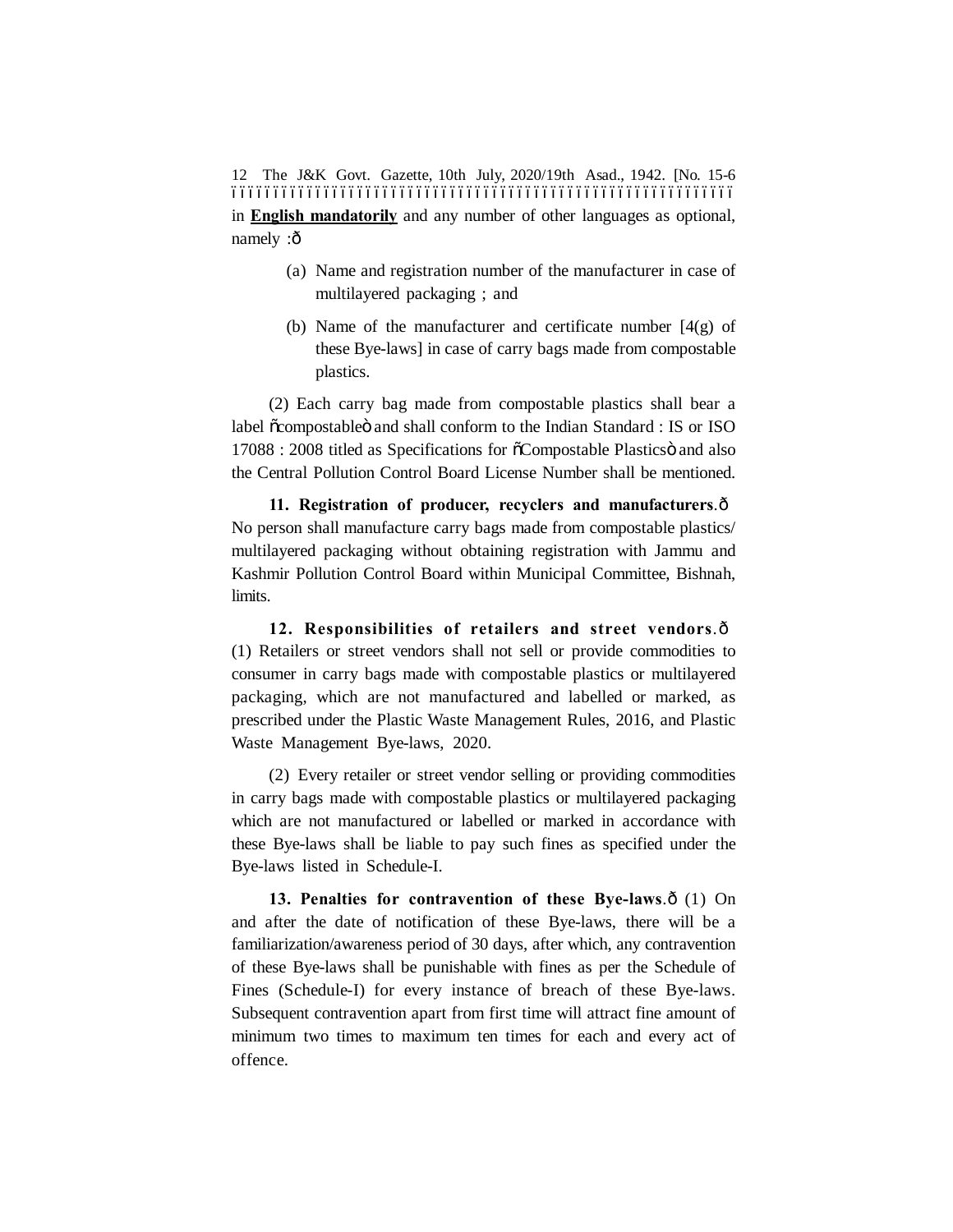in **English mandatorily** and any number of other languages as optional, namely :—

(a) Name and registration number of the manufacturer in case of multilayered packaging ; and

(b) Name of the manufacturer and certificate number [4(g) of these Bye-laws] in case of carry bags made from compostable plastics.

(2) Each carry bag made from compostable plastics shall bear a label "compostable" and shall conform to the Indian Standard : IS or ISO 17088 : 2008 titled as Specifications for "Compostable Plastics" and also the Central Pollution Control Board License Number shall be mentioned.

**11. Registration of producer, recyclers and manufacturers.**— No person shall manufacture carry bags made from compostable plastics/ multilayered packaging without obtaining registration with Jammu and Kashmir Pollution Control Board within Municipal Committee, Bishnah, limits.

**12. Responsibilities of retailers and street vendors.**— (1) Retailers or street vendors shall not sell or provide commodities to consumer in carry bags made with compostable plastics or multilayered packaging, which are not manufactured and labelled or marked, as prescribed under the Plastic Waste Management Rules, 2016, and Plastic Waste Management Bye-laws, 2020.

(2) Every retailer or street vendor selling or providing commodities in carry bags made with compostable plastics or multilayered packaging which are not manufactured or labelled or marked in accordance with these Bye-laws shall be liable to pay such fines as specified under the Bye-laws listed in Schedule-I.

**13. Penalties for contravention of these Bye-laws.**— (1) On and after the date of notification of these Bye-laws, there will be a familiarization/awareness period of 30 days, after which, any contravention of these Bye-laws shall be punishable with fines as per the Schedule of Fines (Schedule-I) for every instance of breach of these Bye-laws. Subsequent contravention apart from first time will attract fine amount of minimum two times to maximum ten times for each and every act of offence.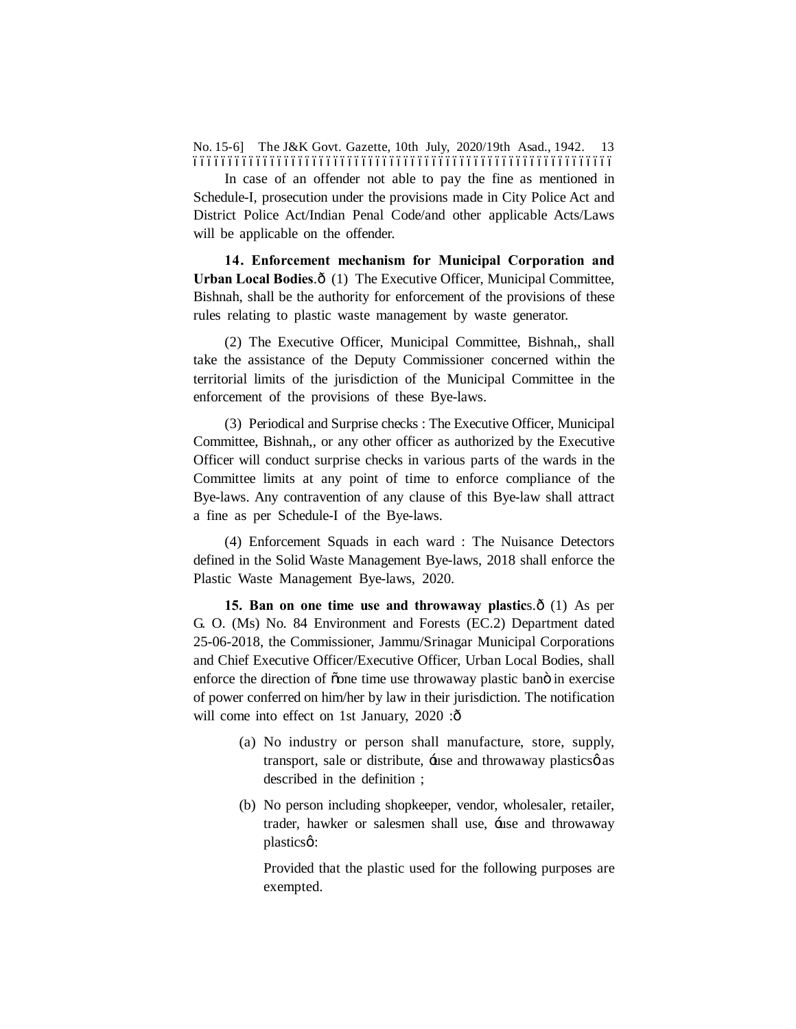In case of an offender not able to pay the fine as mentioned in Schedule-I, prosecution under the provisions made in City Police Act and District Police Act/Indian Penal Code/and other applicable Acts/Laws will be applicable on the offender.

**14. Enforcement mechanism for Municipal Corporation and Urban Local Bodies**.ô (1) The Executive Officer, Municipal Committee, Bishnah, shall be the authority for enforcement of the provisions of these rules relating to plastic waste management by waste generator.

(2) The Executive Officer, Municipal Committee, Bishnah,, shall take the assistance of the Deputy Commissioner concerned within the territorial limits of the jurisdiction of the Municipal Committee in the enforcement of the provisions of these Bye-laws.

(3) Periodical and Surprise checks : The Executive Officer, Municipal Committee, Bishnah,, or any other officer as authorized by the Executive Officer will conduct surprise checks in various parts of the wards in the Committee limits at any point of time to enforce compliance of the Bye-laws. Any contravention of any clause of this Bye-law shall attract a fine as per Schedule-I of the Bye-laws.

(4) Enforcement Squads in each ward : The Nuisance Detectors defined in the Solid Waste Management Bye-laws, 2018 shall enforce the Plastic Waste Management Bye-laws, 2020.

**15. Ban on one time use and throwaway plastic**s.ô (1) As per G. O. (Ms) No. 84 Environment and Forests (EC.2) Department dated 25-06-2018, the Commissioner, Jammu/Srinagar Municipal Corporations and Chief Executive Officer/Executive Officer, Urban Local Bodies, shall enforce the direction of õone time use throwaway plastic banö in exercise of power conferred on him/her by law in their jurisdiction. The notification will come into effect on 1st January, 2020 :ô

(a) No industry or person shall manufacture, store, supply, transport, sale or distribute, ÷use and throwaway plasticsø as described in the definition ;

(b) No person including shopkeeper, vendor, wholesaler, retailer, trader, hawker or salesmen shall use, ÷use and throwaway plasticsø:

Provided that the plastic used for the following purposes are exempted.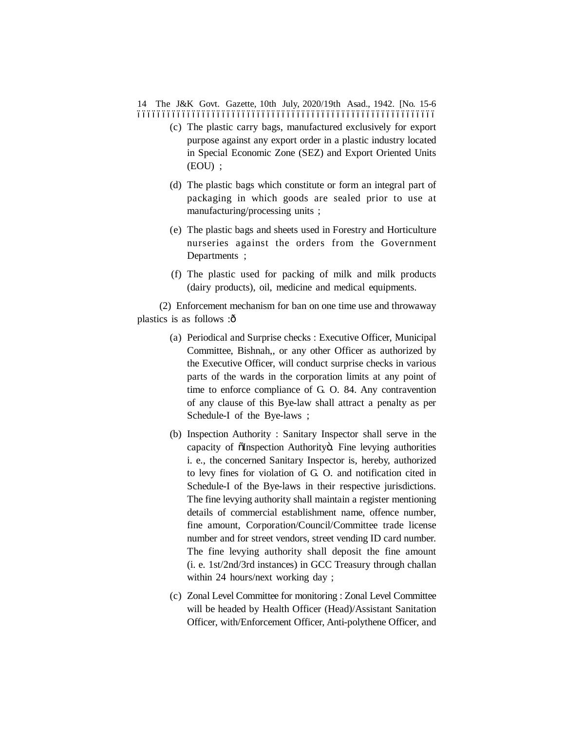(c) The plastic carry bags, manufactured exclusively for export purpose against any export order in a plastic industry located in Special Economic Zone (SEZ) and Export Oriented Units (EOU) ;

(d) The plastic bags which constitute or form an integral part of packaging in which goods are sealed prior to use at manufacturing/processing units ;

(e) The plastic bags and sheets used in Forestry and Horticulture nurseries against the orders from the Government Departments ;

(f) The plastic used for packing of milk and milk products (dairy products), oil, medicine and medical equipments.

(2) Enforcement mechanism for ban on one time use and throwaway plastics is as follows :—

(a) Periodical and Surprise checks : Executive Officer, Municipal Committee, Bishnah,, or any other Officer as authorized by the Executive Officer, will conduct surprise checks in various parts of the wards in the corporation limits at any point of time to enforce compliance of G. O. 84. Any contravention of any clause of this Bye-law shall attract a penalty as per Schedule-I of the Bye-laws ;

(b) Inspection Authority : Sanitary Inspector shall serve in the capacity of "Inspection Authority". Fine levying authorities i. e., the concerned Sanitary Inspector is, hereby, authorized to levy fines for violation of G. O. and notification cited in Schedule-I of the Bye-laws in their respective jurisdictions. The fine levying authority shall maintain a register mentioning details of commercial establishment name, offence number, fine amount, Corporation/Council/Committee trade license number and for street vendors, street vending ID card number. The fine levying authority shall deposit the fine amount (i. e. 1st/2nd/3rd instances) in GCC Treasury through challan within 24 hours/next working day ;

(c) Zonal Level Committee for monitoring : Zonal Level Committee will be headed by Health Officer (Head)/Assistant Sanitation Officer, with/Enforcement Officer, Anti-polythene Officer, and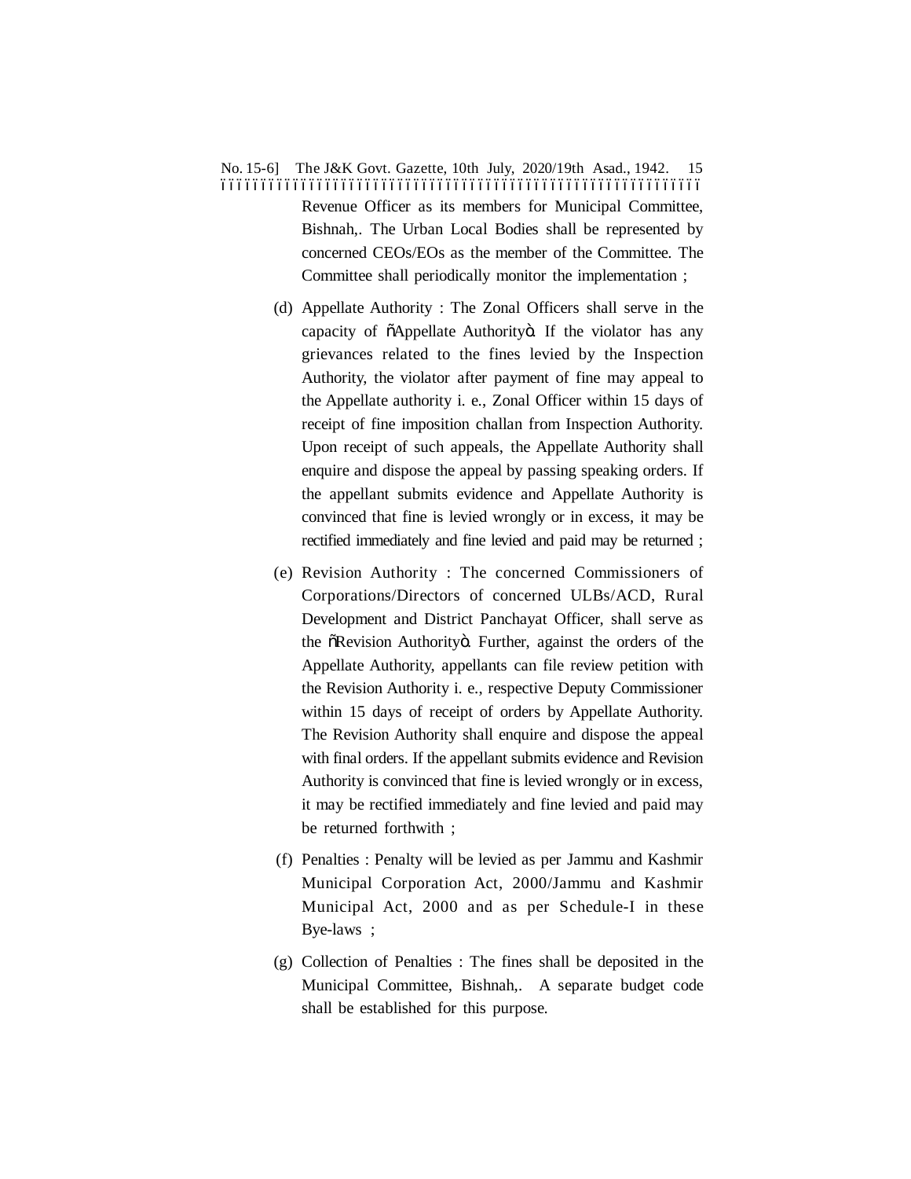Revenue Officer as its members for Municipal Committee, Bishnah,. The Urban Local Bodies shall be represented by concerned CEOs/EOs as the member of the Committee. The Committee shall periodically monitor the implementation ;

(d) Appellate Authority : The Zonal Officers shall serve in the capacity of "Appellate Authority". If the violator has any grievances related to the fines levied by the Inspection Authority, the violator after payment of fine may appeal to the Appellate authority i. e., Zonal Officer within 15 days of receipt of fine imposition challan from Inspection Authority. Upon receipt of such appeals, the Appellate Authority shall enquire and dispose the appeal by passing speaking orders. If the appellant submits evidence and Appellate Authority is convinced that fine is levied wrongly or in excess, it may be rectified immediately and fine levied and paid may be returned ;

(e) Revision Authority : The concerned Commissioners of Corporations/Directors of concerned ULBs/ACD, Rural Development and District Panchayat Officer, shall serve as the "Revision Authority". Further, against the orders of the Appellate Authority, appellants can file review petition with the Revision Authority i. e., respective Deputy Commissioner within 15 days of receipt of orders by Appellate Authority. The Revision Authority shall enquire and dispose the appeal with final orders. If the appellant submits evidence and Revision Authority is convinced that fine is levied wrongly or in excess, it may be rectified immediately and fine levied and paid may be returned forthwith ;

(f) Penalties : Penalty will be levied as per Jammu and Kashmir Municipal Corporation Act, 2000/Jammu and Kashmir Municipal Act, 2000 and as per Schedule-I in these Bye-laws ;

(g) Collection of Penalties : The fines shall be deposited in the Municipal Committee, Bishnah,. A separate budget code shall be established for this purpose.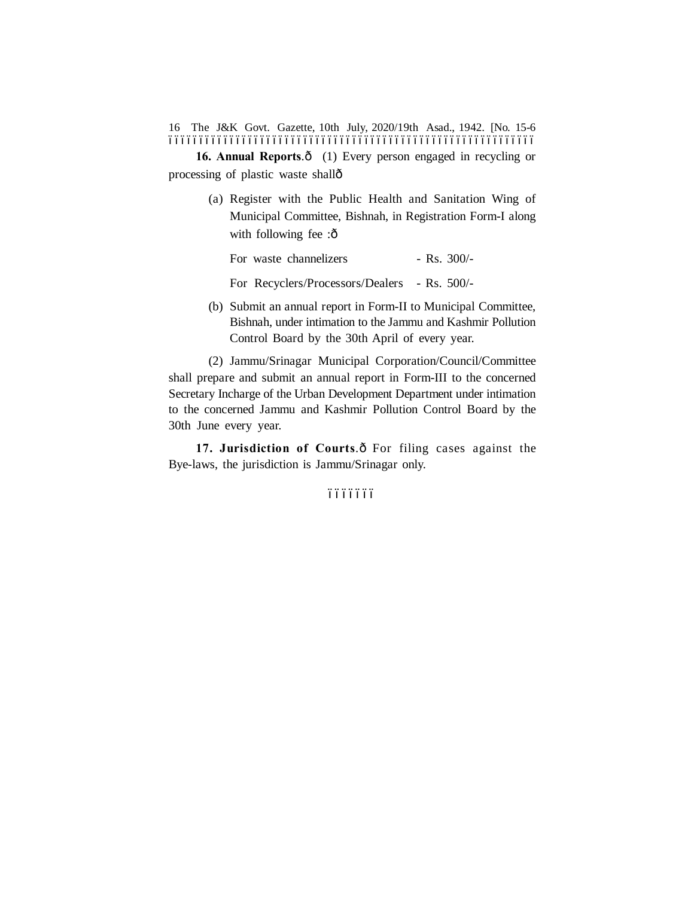**16. Annual Reports**.— (1) Every person engaged in recycling or processing of plastic waste shall—

(a) Register with the Public Health and Sanitation Wing of Municipal Committee, Bishnah, in Registration Form-I along with following fee :—

| | |
|---|---|
| For waste channelizers | - Rs. 300/- |
| For Recyclers/Processors/Dealers | - Rs. 500/- |

(b) Submit an annual report in Form-II to Municipal Committee, Bishnah, under intimation to the Jammu and Kashmir Pollution Control Board by the 30th April of every year.

(2) Jammu/Srinagar Municipal Corporation/Council/Committee shall prepare and submit an annual report in Form-III to the concerned Secretary Incharge of the Urban Development Department under intimation to the concerned Jammu and Kashmir Pollution Control Board by the 30th June every year.

**17. Jurisdiction of Courts**.— For filing cases against the Bye-laws, the jurisdiction is Jammu/Srinagar only.

————————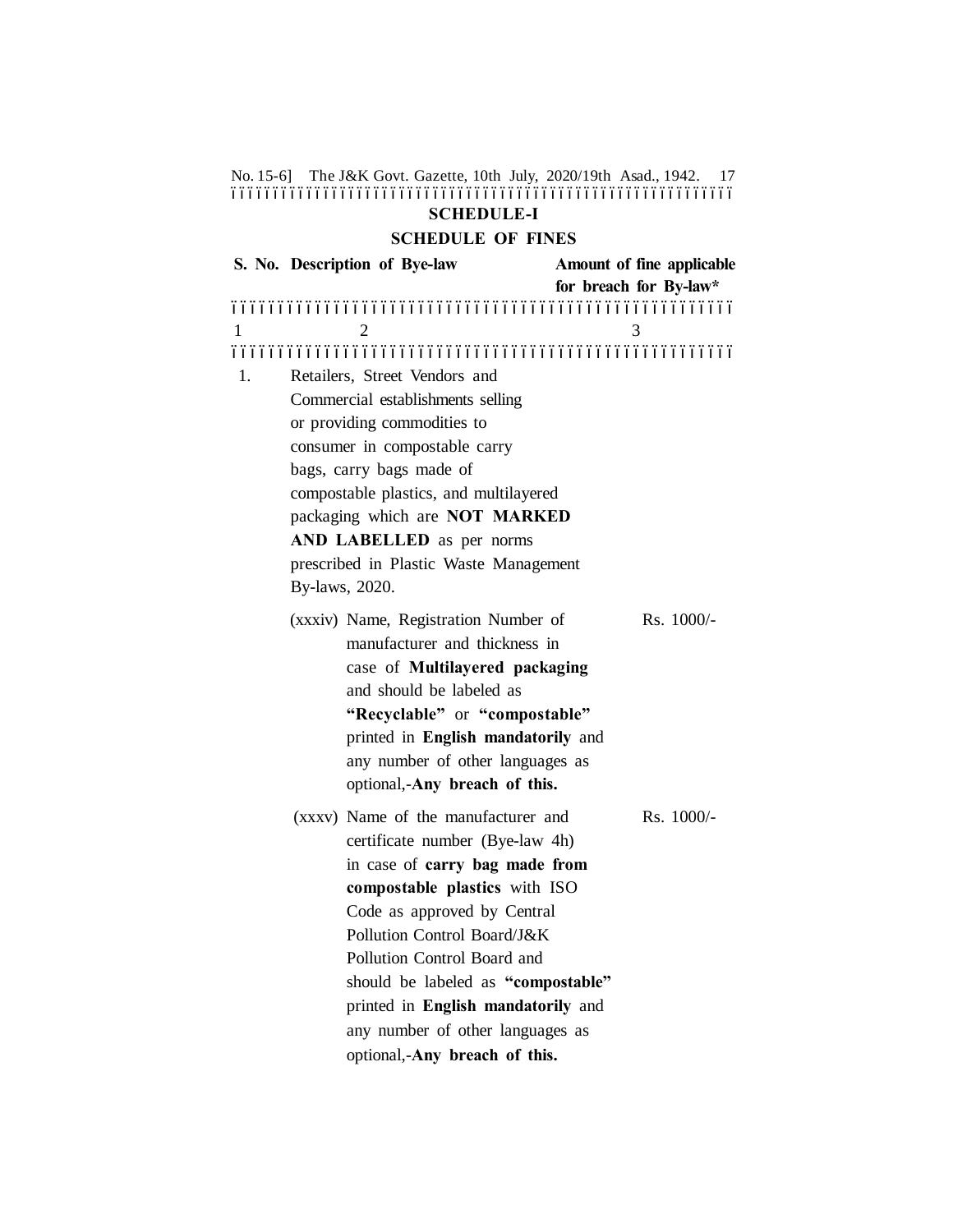## SCHEDULE-I

## SCHEDULE OF FINES

| S. No. | Description of Bye-law | Amount of fine applicable for breach for By-law* |
|---|---|---|
| 1 | 2 | 3 |
| 1. | Retailers, Street Vendors and Commercial establishments selling or providing commodities to consumer in compostable carry bags, carry bags made of compostable plastics, and multilayered packaging which are **NOT MARKED AND LABELLED** as per norms prescribed in Plastic Waste Management By-laws, 2020. | |
| | (xxxiv) Name, Registration Number of manufacturer and thickness in case of **Multilayered packaging** and should be labeled as **"Recyclable"** or **"compostable"** printed in **English mandatorily** and any number of other languages as optional,-**Any breach of this.** | Rs. 1000/- |
| | (xxxv) Name of the manufacturer and certificate number (Bye-law 4h) in case of **carry bag made from compostable plastics** with ISO Code as approved by Central Pollution Control Board/J&K Pollution Control Board and should be labeled as **"compostable"** printed in **English mandatorily** and any number of other languages as optional,-**Any breach of this.** | Rs. 1000/- |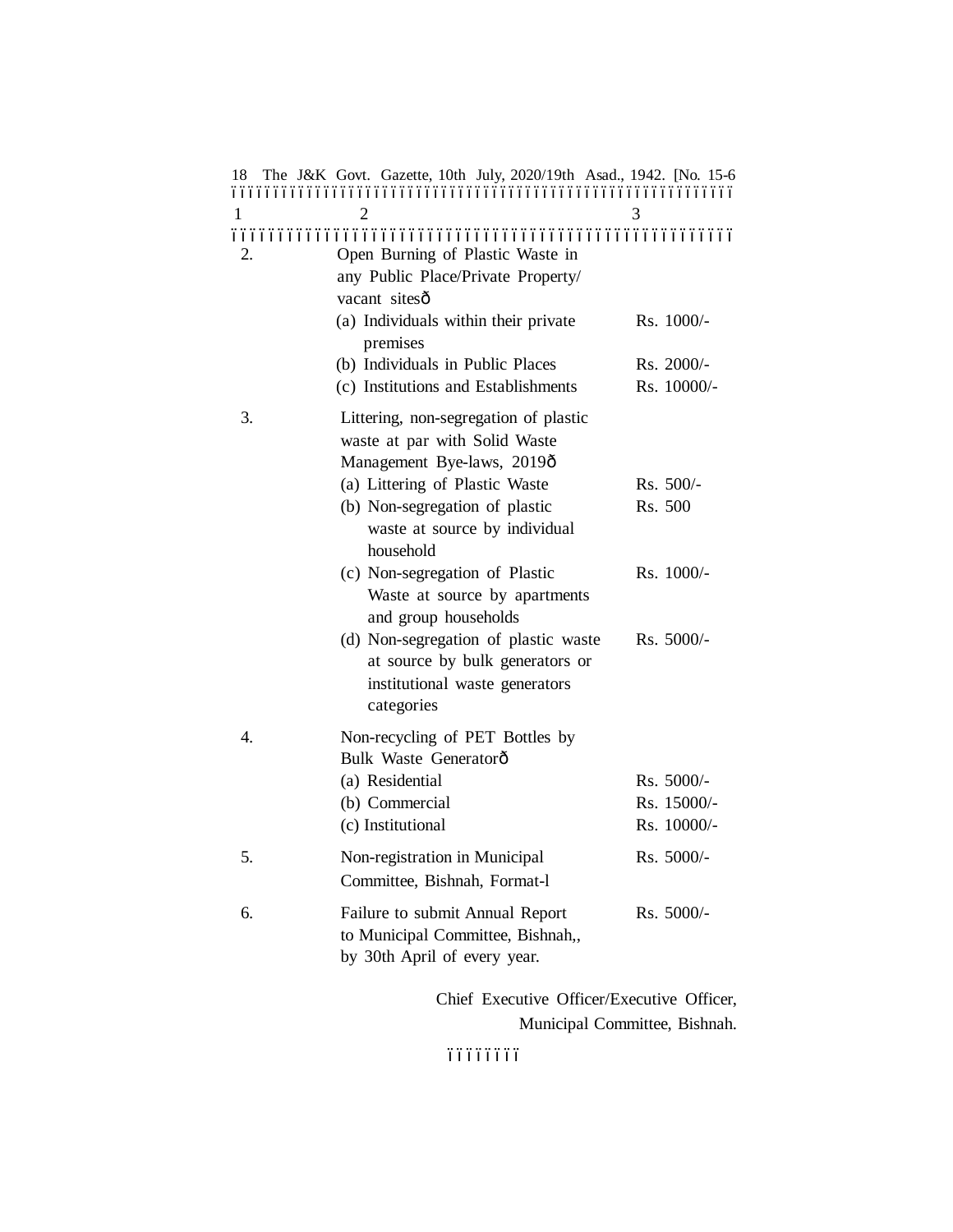| 1 | 2 | 3 |
|---|---|---|
| 2. | Open Burning of Plastic Waste in any Public Place/Private Property/ vacant sitesð | |
| | (a) Individuals within their private premises | Rs. 1000/- |
| | (b) Individuals in Public Places | Rs. 2000/- |
| | (c) Institutions and Establishments | Rs. 10000/- |
| 3. | Littering, non-segregation of plastic waste at par with Solid Waste Management Bye-laws, 2019ð | |
| | (a) Littering of Plastic Waste | Rs. 500/- |
| | (b) Non-segregation of plastic waste at source by individual household | Rs. 500 |
| | (c) Non-segregation of Plastic Waste at source by apartments and group households | Rs. 1000/- |
| | (d) Non-segregation of plastic waste at source by bulk generators or institutional waste generators categories | Rs. 5000/- |
| 4. | Non-recycling of PET Bottles by Bulk Waste Generatorð | |
| | (a) Residential | Rs. 5000/- |
| | (b) Commercial | Rs. 15000/- |
| | (c) Institutional | Rs. 10000/- |
| 5. | Non-registration in Municipal Committee, Bishnah, Format-l | Rs. 5000/- |
| 6. | Failure to submit Annual Report to Municipal Committee, Bishnah,, by 30th April of every year. | Rs. 5000/- |

Chief Executive Officer/Executive Officer,
Municipal Committee, Bishnah.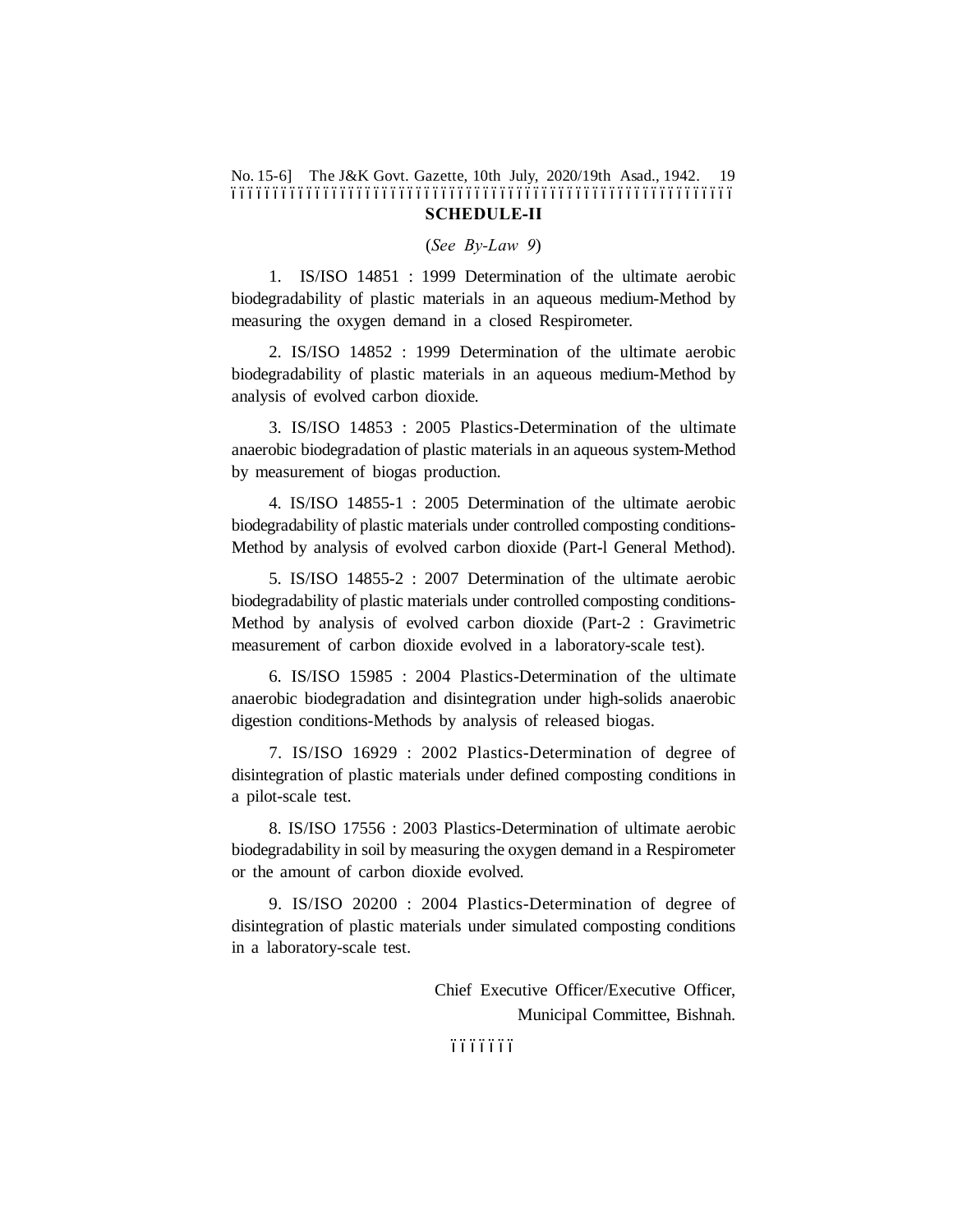## SCHEDULE-II

(*See By-Law 9*)

1. IS/ISO 14851 : 1999 Determination of the ultimate aerobic biodegradability of plastic materials in an aqueous medium-Method by measuring the oxygen demand in a closed Respirometer.

2. IS/ISO 14852 : 1999 Determination of the ultimate aerobic biodegradability of plastic materials in an aqueous medium-Method by analysis of evolved carbon dioxide.

3. IS/ISO 14853 : 2005 Plastics-Determination of the ultimate anaerobic biodegradation of plastic materials in an aqueous system-Method by measurement of biogas production.

4. IS/ISO 14855-1 : 2005 Determination of the ultimate aerobic biodegradability of plastic materials under controlled composting conditions-Method by analysis of evolved carbon dioxide (Part-l General Method).

5. IS/ISO 14855-2 : 2007 Determination of the ultimate aerobic biodegradability of plastic materials under controlled composting conditions-Method by analysis of evolved carbon dioxide (Part-2 : Gravimetric measurement of carbon dioxide evolved in a laboratory-scale test).

6. IS/ISO 15985 : 2004 Plastics-Determination of the ultimate anaerobic biodegradation and disintegration under high-solids anaerobic digestion conditions-Methods by analysis of released biogas.

7. IS/ISO 16929 : 2002 Plastics-Determination of degree of disintegration of plastic materials under defined composting conditions in a pilot-scale test.

8. IS/ISO 17556 : 2003 Plastics-Determination of ultimate aerobic biodegradability in soil by measuring the oxygen demand in a Respirometer or the amount of carbon dioxide evolved.

9. IS/ISO 20200 : 2004 Plastics-Determination of degree of disintegration of plastic materials under simulated composting conditions in a laboratory-scale test.

Chief Executive Officer/Executive Officer,
Municipal Committee, Bishnah.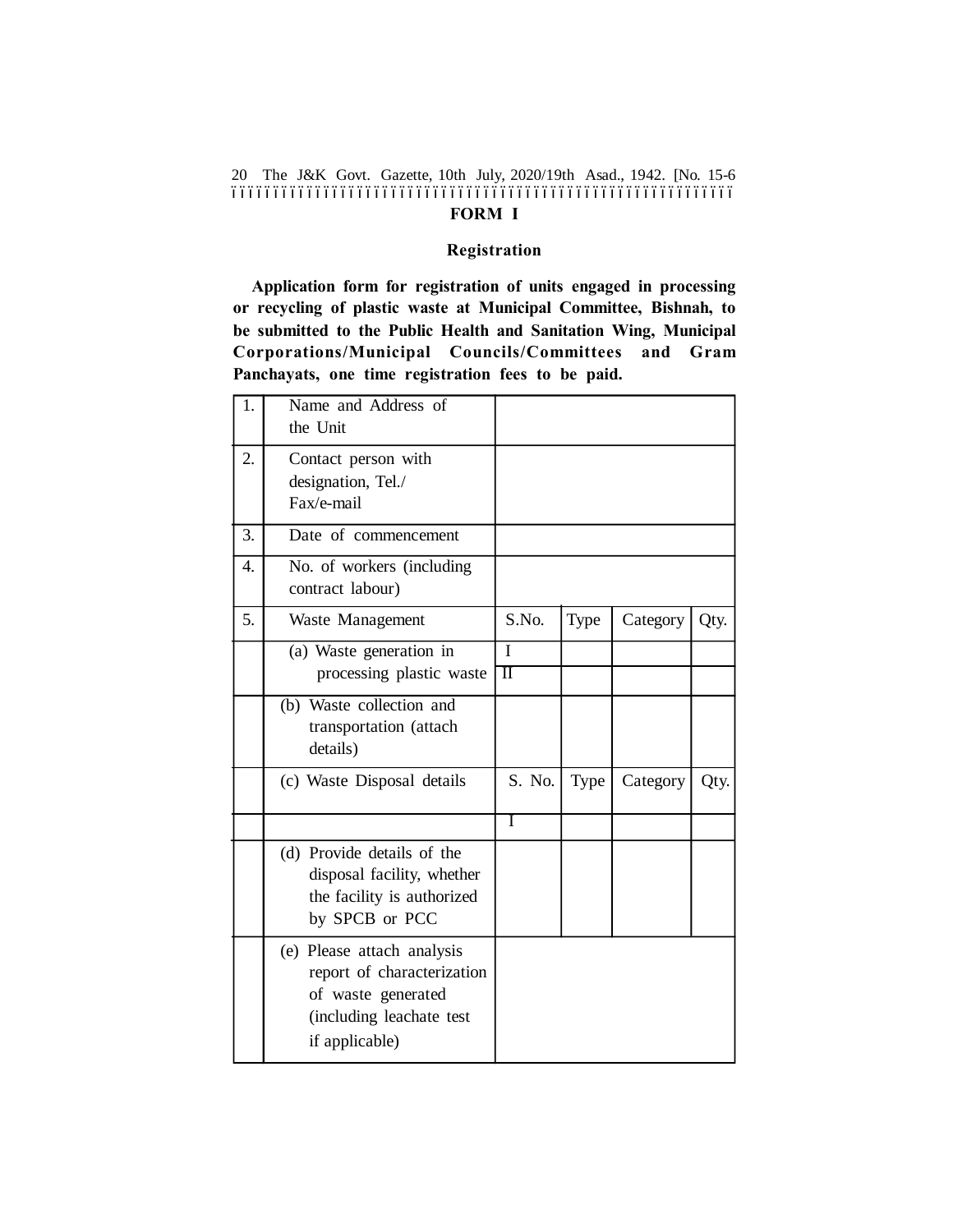## FORM I

### Registration

**Application form for registration of units engaged in processing or recycling of plastic waste at Municipal Committee, Bishnah, to be submitted to the Public Health and Sanitation Wing, Municipal Corporations/Municipal Councils/Committees and Gram Panchayats, one time registration fees to be paid.**

| | | | | | |
|---|---|---|---|---|---|
| 1. | Name and Address of the Unit | | | | |
| 2. | Contact person with designation, Tel./ Fax/e-mail | | | | |
| 3. | Date of commencement | | | | |
| 4. | No. of workers (including contract labour) | | | | |
| 5. | Waste Management | S.No. | Type | Category | Qty. |
| | (a) Waste generation in processing plastic waste | I | | | |
| | | II | | | |
| | (b) Waste collection and transportation (attach details) | | | | |
| | (c) Waste Disposal details | S. No. | Type | Category | Qty. |
| | | I | | | |
| | (d) Provide details of the disposal facility, whether the facility is authorized by SPCB or PCC | | | | |
| | (e) Please attach analysis report of characterization of waste generated (including leachate test if applicable) | | | | |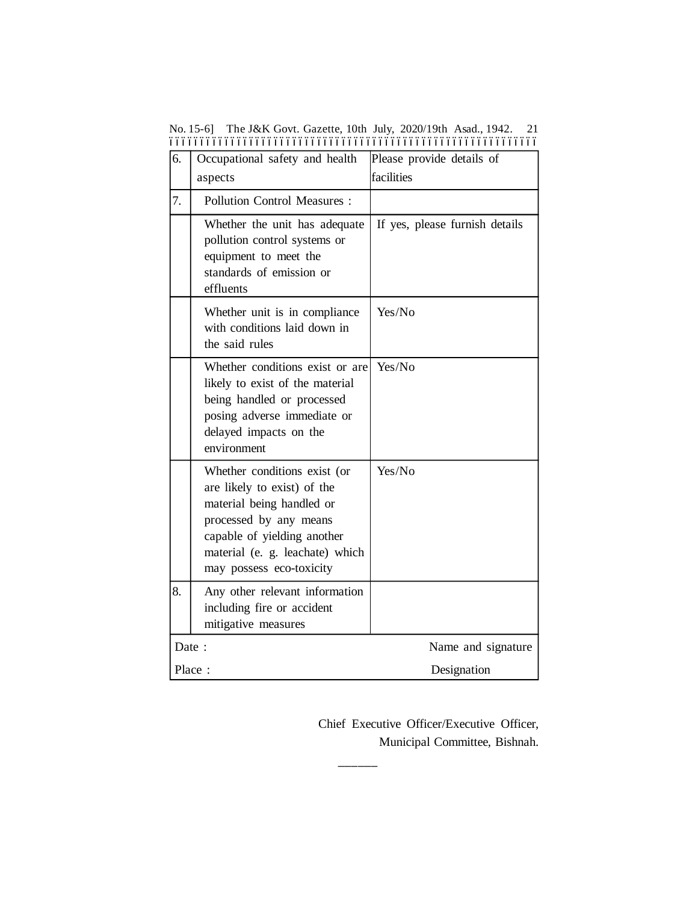| | | |
|---|---|---|
| 6. | Occupational safety and health aspects | Please provide details of facilities |
| 7. | Pollution Control Measures : | |
| | Whether the unit has adequate pollution control systems or equipment to meet the standards of emission or effluents | If yes, please furnish details |
| | Whether unit is in compliance with conditions laid down in the said rules | Yes/No |
| | Whether conditions exist or are likely to exist of the material being handled or processed posing adverse immediate or delayed impacts on the environment | Yes/No |
| | Whether conditions exist (or are likely to exist) of the material being handled or processed by any means capable of yielding another material (e. g. leachate) which may possess eco-toxicity | Yes/No |
| 8. | Any other relevant information including fire or accident mitigative measures | |
| Date : | | Name and signature |
| Place : | | Designation |

Chief Executive Officer/Executive Officer,
Municipal Committee, Bishnah.

———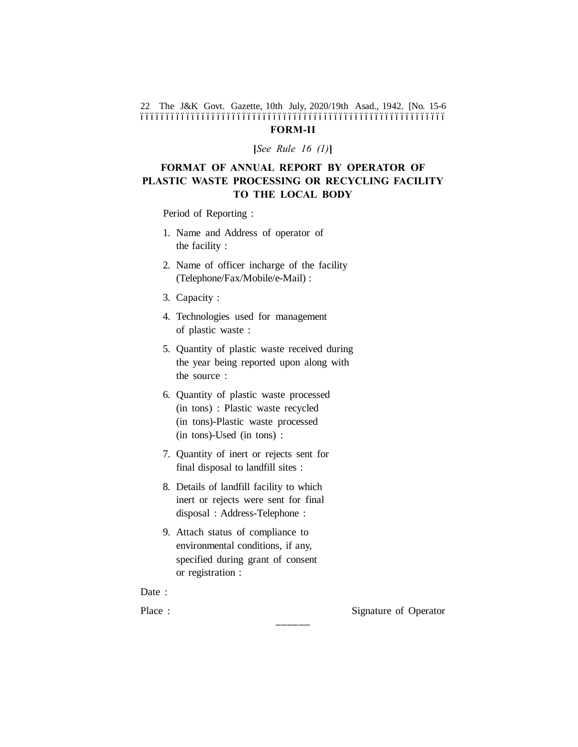## FORM-II

**[***See Rule 16 (1)***]**

## FORMAT OF ANNUAL REPORT BY OPERATOR OF PLASTIC WASTE PROCESSING OR RECYCLING FACILITY TO THE LOCAL BODY

Period of Reporting :

1. Name and Address of operator of the facility :
2. Name of officer incharge of the facility (Telephone/Fax/Mobile/e-Mail) :
3. Capacity :
4. Technologies used for management of plastic waste :
5. Quantity of plastic waste received during the year being reported upon along with the source :
6. Quantity of plastic waste processed (in tons) : Plastic waste recycled (in tons)-Plastic waste processed (in tons)-Used (in tons) :
7. Quantity of inert or rejects sent for final disposal to landfill sites :
8. Details of landfill facility to which inert or rejects were sent for final disposal : Address-Telephone :
9. Attach status of compliance to environmental conditions, if any, specified during grant of consent or registration :

Date :

Place : Signature of Operator

———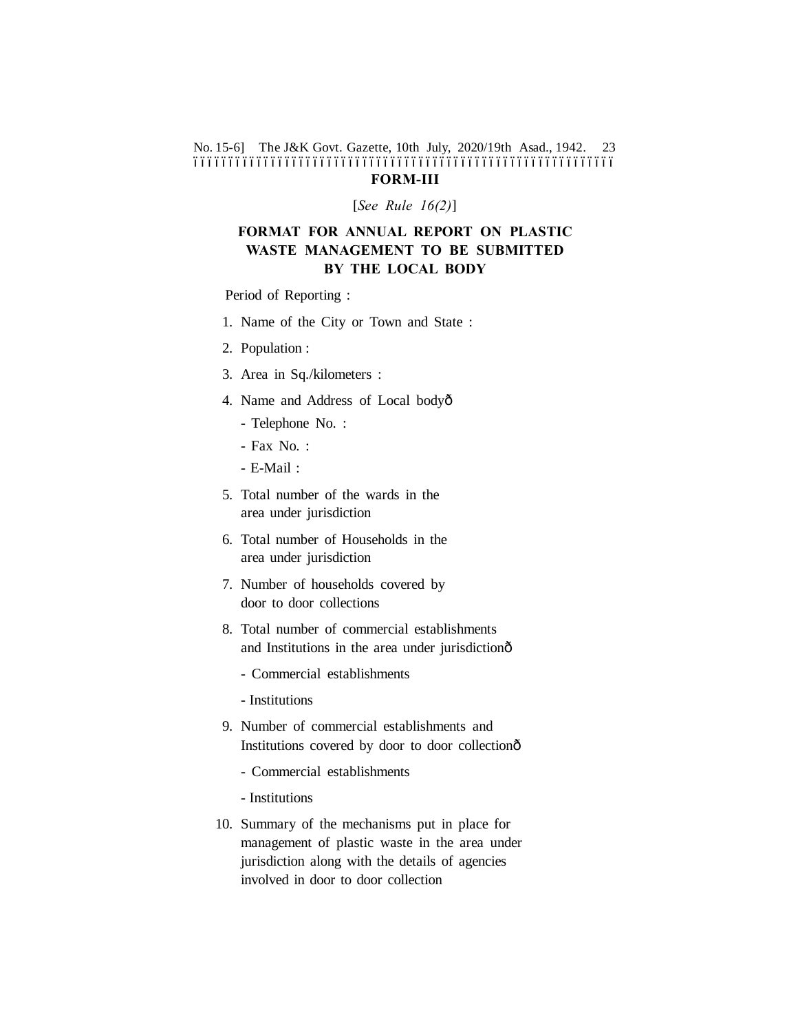## FORM-III

[*See Rule 16(2)*]

### FORMAT FOR ANNUAL REPORT ON PLASTIC WASTE MANAGEMENT TO BE SUBMITTED BY THE LOCAL BODY

Period of Reporting :

1. Name of the City or Town and State :
2. Population :
3. Area in Sq./kilometers :
4. Name and Address of Local bodyô
   - Telephone No. :
   - Fax No. :
   - E-Mail :
5. Total number of the wards in the area under jurisdiction
6. Total number of Households in the area under jurisdiction
7. Number of households covered by door to door collections
8. Total number of commercial establishments and Institutions in the area under jurisdictionô
   - Commercial establishments
   - Institutions
9. Number of commercial establishments and Institutions covered by door to door collectionô
   - Commercial establishments
   - Institutions
10. Summary of the mechanisms put in place for management of plastic waste in the area under jurisdiction along with the details of agencies involved in door to door collection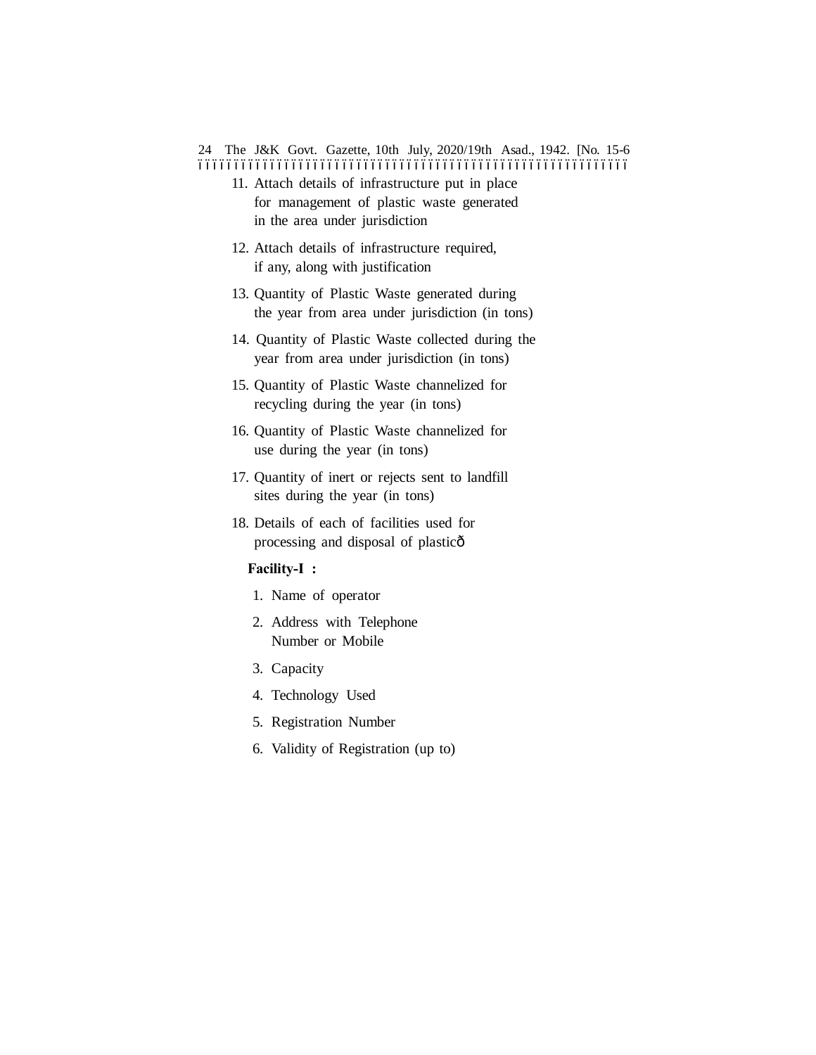11. Attach details of infrastructure put in place for management of plastic waste generated in the area under jurisdiction

12. Attach details of infrastructure required, if any, along with justification

13. Quantity of Plastic Waste generated during the year from area under jurisdiction (in tons)

14. Quantity of Plastic Waste collected during the year from area under jurisdiction (in tons)

15. Quantity of Plastic Waste channelized for recycling during the year (in tons)

16. Quantity of Plastic Waste channelized for use during the year (in tons)

17. Quantity of inert or rejects sent to landfill sites during the year (in tons)

18. Details of each of facilities used for processing and disposal of plasticð

**Facility-I :**

1. Name of operator
2. Address with Telephone Number or Mobile
3. Capacity
4. Technology Used
5. Registration Number
6. Validity of Registration (up to)